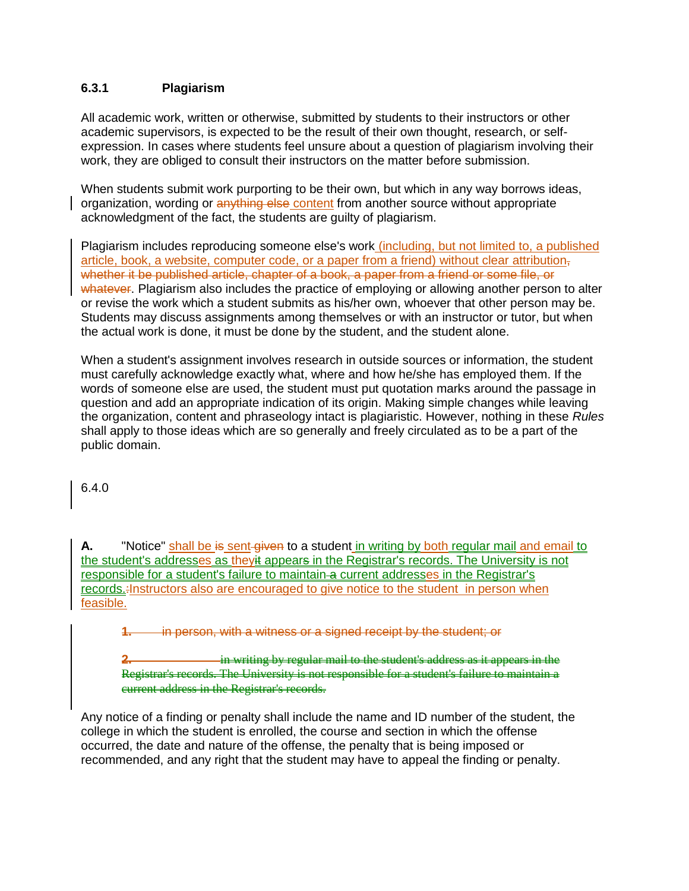### 6.3.1 Plagiarism

All academic work, written or otherwise, submitted by students to their instructors or other academic supervisors, is expected to be the result of their own thought, research, or self-expression. In cases where students feel unsure about a question of plagiarism involving their work, they are obliged to consult their instructors on the matter before submission.

When students submit work purporting to be their own, but which in any way borrows ideas, organization, wording or ~~anything else~~ content from another source without appropriate acknowledgment of the fact, the students are guilty of plagiarism.

Plagiarism includes reproducing someone else's work (including, but not limited to, a published article, book, a website, computer code, or a paper from a friend) without clear attribution~~, whether it be published article, chapter of a book, a paper from a friend or some file, or whatever~~. Plagiarism also includes the practice of employing or allowing another person to alter or revise the work which a student submits as his/her own, whoever that other person may be. Students may discuss assignments among themselves or with an instructor or tutor, but when the actual work is done, it must be done by the student, and the student alone.

When a student's assignment involves research in outside sources or information, the student must carefully acknowledge exactly what, where and how he/she has employed them. If the words of someone else are used, the student must put quotation marks around the passage in question and add an appropriate indication of its origin. Making simple changes while leaving the organization, content and phraseology intact is plagiaristic. However, nothing in these *Rules* shall apply to those ideas which are so generally and freely circulated as to be a part of the public domain.

6.4.0

**A.** "Notice" shall be ~~is~~ sent ~~given~~ to a student in writing by both regular mail and email to the student's addresses as they~~it~~ appear~~s~~ in the Registrar's records. The University is not responsible for a student's failure to maintain ~~a~~ current addresses in the Registrar's records.~~:~~Instructors also are encouraged to give notice to the student in person when feasible.

~~**1.** in person, with a witness or a signed receipt by the student; or~~

~~**2.** in writing by regular mail to the student's address as it appears in the Registrar's records. The University is not responsible for a student's failure to maintain a current address in the Registrar's records.~~

Any notice of a finding or penalty shall include the name and ID number of the student, the college in which the student is enrolled, the course and section in which the offense occurred, the date and nature of the offense, the penalty that is being imposed or recommended, and any right that the student may have to appeal the finding or penalty.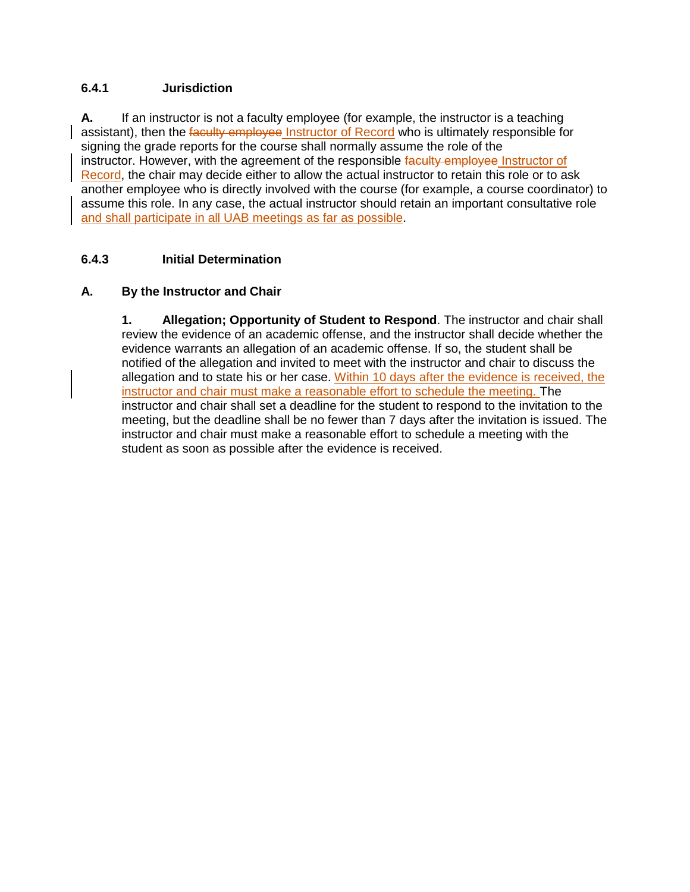### 6.4.1 Jurisdiction

**A.** If an instructor is not a faculty employee (for example, the instructor is a teaching assistant), then the ~~faculty employee~~ Instructor of Record who is ultimately responsible for signing the grade reports for the course shall normally assume the role of the instructor. However, with the agreement of the responsible ~~faculty employee~~ Instructor of Record, the chair may decide either to allow the actual instructor to retain this role or to ask another employee who is directly involved with the course (for example, a course coordinator) to assume this role. In any case, the actual instructor should retain an important consultative role and shall participate in all UAB meetings as far as possible.

### 6.4.3 Initial Determination

**A. By the Instructor and Chair**

**1. Allegation; Opportunity of Student to Respond**. The instructor and chair shall review the evidence of an academic offense, and the instructor shall decide whether the evidence warrants an allegation of an academic offense. If so, the student shall be notified of the allegation and invited to meet with the instructor and chair to discuss the allegation and to state his or her case. Within 10 days after the evidence is received, the instructor and chair must make a reasonable effort to schedule the meeting. The instructor and chair shall set a deadline for the student to respond to the invitation to the meeting, but the deadline shall be no fewer than 7 days after the invitation is issued. The instructor and chair must make a reasonable effort to schedule a meeting with the student as soon as possible after the evidence is received.